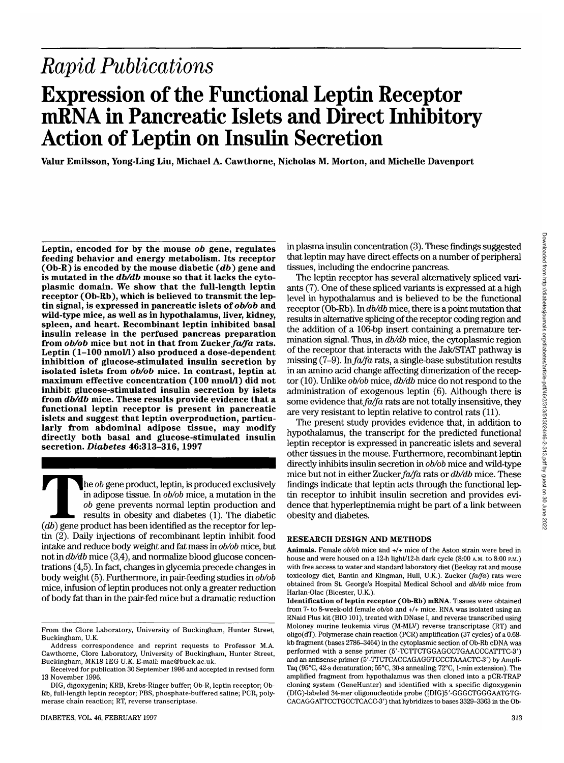*Rapid Publications*

# Expression of the Functional Leptin Receptor mRNA in Pancreatic Islets and Direct Inhibitory Action of Leptin on Insulin Secretion

Valur Emilsson, Yong-Ling Liu, Michael A. Cawthorne, Nicholas M. Morton, and Michelle Davenport

**Leptin, encoded for by the mouse *ob* gene, regulates feeding behavior and energy metabolism. Its receptor (Ob-R) is encoded by the mouse diabetic (*db*) gene and is mutated in the *db/db* mouse so that it lacks the cytoplasmic domain. We show that the full-length leptin receptor (Ob-Rb), which is believed to transmit the leptin signal, is expressed in pancreatic islets of *ob/ob* and wild-type mice, as well as in hypothalamus, liver, kidney, spleen, and heart. Recombinant leptin inhibited basal insulin release in the perfused pancreas preparation from *ob/ob* mice but not in that from Zucker *fa/fa* rats. Leptin (1–100 nmol/l) also produced a dose-dependent inhibition of glucose-stimulated insulin secretion by isolated islets from *ob/ob* mice. In contrast, leptin at maximum effective concentration (100 nmol/l) did not inhibit glucose-stimulated insulin secretion by islets from *db/db* mice. These results provide evidence that a functional leptin receptor is present in pancreatic islets and suggest that leptin overproduction, particularly from abdominal adipose tissue, may modify directly both basal and glucose-stimulated insulin secretion. *Diabetes* 46:313–316, 1997**

The *ob* gene product, leptin, is produced exclusively in adipose tissue. In *ob/ob* mice, a mutation in the *ob* gene prevents normal leptin production and results in obesity and diabetes (1). The diabetic (*db*) gene product has been identified as the receptor for leptin (2). Daily injections of recombinant leptin inhibit food intake and reduce body weight and fat mass in *ob/ob* mice, but not in *db/db* mice (3,4), and normalize blood glucose concentrations (4,5). In fact, changes in glycemia precede changes in body weight (5). Furthermore, in pair-feeding studies in *ob/ob* mice, infusion of leptin produces not only a greater reduction of body fat than in the pair-fed mice but a dramatic reduction in plasma insulin concentration (3). These findings suggested that leptin may have direct effects on a number of peripheral tissues, including the endocrine pancreas.

The leptin receptor has several alternatively spliced variants (7). One of these spliced variants is expressed at a high level in hypothalamus and is believed to be the functional receptor (Ob-Rb). In *db/db* mice, there is a point mutation that results in alternative splicing of the receptor coding region and the addition of a 106-bp insert containing a premature termination signal. Thus, in *db/db* mice, the cytoplasmic region of the receptor that interacts with the Jak/STAT pathway is missing (7–9). In *fa/fa* rats, a single-base substitution results in an amino acid change affecting dimerization of the receptor (10). Unlike *ob/ob* mice, *db/db* mice do not respond to the administration of exogenous leptin (6). Although there is some evidence that *fa/fa* rats are not totally insensitive, they are very resistant to leptin relative to control rats (11).

The present study provides evidence that, in addition to hypothalamus, the transcript for the predicted functional leptin receptor is expressed in pancreatic islets and several other tissues in the mouse. Furthermore, recombinant leptin directly inhibits insulin secretion in *ob/ob* mice and wild-type mice but not in either Zucker *fa/fa* rats or *db/db* mice. These findings indicate that leptin acts through the functional leptin receptor to inhibit insulin secretion and provides evidence that hyperleptinemia might be part of a link between obesity and diabetes.

## RESEARCH DESIGN AND METHODS

**Animals.** Female *ob/ob* mice and +/+ mice of the Aston strain were bred in house and were housed on a 12-h light/12-h dark cycle (8:00 A.M. to 8:00 P.M.) with free access to water and standard laboratory diet (Beekay rat and mouse toxicology diet, Bantin and Kingman, Hull, U.K.). Zucker (*fa/fa*) rats were obtained from St. George's Hospital Medical School and *db/db* mice from Harlan-Olac (Bicester, U.K.).

**Identification of leptin receptor (Ob-Rb) mRNA.** Tissues were obtained from 7- to 8-week-old female *ob/ob* and +/+ mice. RNA was isolated using an RNaid Plus kit (BIO 101), treated with DNase I, and reverse transcribed using Moloney murine leukemia virus (M-MLV) reverse transcriptase (RT) and oligo(dT). Polymerase chain reaction (PCR) amplification (37 cycles) of a 0.68-kb fragment (bases 2786–3464) in the cytoplasmic section of Ob-Rb cDNA was performed with a sense primer (5′-TCTTCTGGAGCCTGAACCCATTTC-3′) and an antisense primer (5′-TTCTCACCAGAGGTCCCTAAACTC-3′) by Ampli-Taq (95°C, 42-s denaturation; 55°C, 30-s annealing; 72°C, 1-min extension). The amplified fragment from hypothalamus was then cloned into a pCR-TRAP cloning system (GeneHunter) and identified with a specific digoxygenin (DIG)-labeled 34-mer oligonucleotide probe ([DIG]5′-GGGCTGGGAATGTG-CACAGGATTCCTGCCTCACC-3′) that hybridizes to bases 3329–3363 in the Ob-

---

From the Clore Laboratory, University of Buckingham, Hunter Street, Buckingham, U.K.

Address correspondence and reprint requests to Professor M.A. Cawthorne, Clore Laboratory, University of Buckingham, Hunter Street, Buckingham, MK18 1EG U.K. E-mail: mac@buck.ac.uk.

Received for publication 30 September 1996 and accepted in revised form 13 November 1996.

DIG, digoxygenin; KRB, Krebs-Ringer buffer; Ob-R, leptin receptor; Ob-Rb, full-length leptin receptor; PBS, phosphate-buffered saline; PCR, polymerase chain reaction; RT, reverse transcriptase.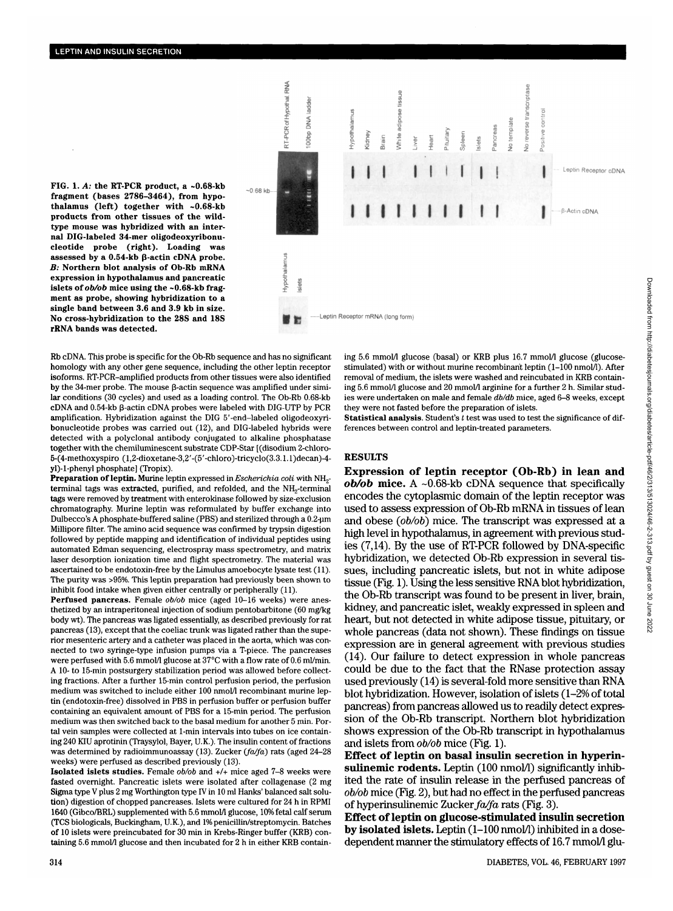FIG. 1. *A*: the RT-PCR product, a ~0.68-kb fragment (bases 2786–3464), from hypothalamus (left) together with ~0.68-kb products from other tissues of the wild-type mouse was hybridized with an internal DIG-labeled 34-mer oligodeoxyribonucleotide probe (right). Loading was assessed by a 0.54-kb β-actin cDNA probe. *B*: Northern blot analysis of Ob-Rb mRNA expression in hypothalamus and pancreatic islets of *ob/ob* mice using the ~0.68-kb fragment as probe, showing hybridization to a single band between 3.6 and 3.9 kb in size. No cross-hybridization to the 28S and 18S rRNA bands was detected.

Rb cDNA. This probe is specific for the Ob-Rb sequence and has no significant homology with any other gene sequence, including the other leptin receptor isoforms. RT-PCR–amplified products from other tissues were also identified by the 34-mer probe. The mouse β-actin sequence was amplified under similar conditions (30 cycles) and used as a loading control. The Ob-Rb 0.68-kb cDNA and 0.54-kb β-actin cDNA probes were labeled with DIG-UTP by PCR amplification. Hybridization against the DIG 5′-end–labeled oligodeoxyribonucleotide probes was carried out (12), and DIG-labeled hybrids were detected with a polyclonal antibody conjugated to alkaline phosphatase together with the chemiluminescent substrate CDP-Star [(disodium 2-chloro-5-(4-methoxyspiro (1,2-dioxetane-3,2′-(5′-chloro)-tricyclo(3.3.1.1)decan)-4-yl)-1-phenyl phosphate] (Tropix).

**Preparation of leptin.** Murine leptin expressed in *Escherichia coli* with $NH_2$-terminal tags was extracted, purified, and refolded, and the $NH_2$-terminal tags were removed by treatment with enterokinase followed by size-exclusion chromatography. Murine leptin was reformulated by buffer exchange into Dulbecco's A phosphate-buffered saline (PBS) and sterilized through a 0.2-μm Millipore filter. The amino acid sequence was confirmed by trypsin digestion followed by peptide mapping and identification of individual peptides using automated Edman sequencing, electrospray mass spectrometry, and matrix laser desorption ionization time and flight spectrometry. The material was ascertained to be endotoxin-free by the Limulus amoebocyte lysate test (11). The purity was >95%. This leptin preparation had previously been shown to inhibit food intake when given either centrally or peripherally (11).

**Perfused pancreas.** Female *ob/ob* mice (aged 10–16 weeks) were anesthetized by an intraperitoneal injection of sodium pentobarbitone (60 mg/kg body wt). The pancreas was ligated essentially, as described previously for rat pancreas (13), except that the coeliac trunk was ligated rather than the superior mesenteric artery and a catheter was placed in the aorta, which was connected to two syringe-type infusion pumps via a T-piece. The pancreases were perfused with 5.6 mmol/l glucose at 37°C with a flow rate of 0.6 ml/min. A 10- to 15-min postsurgery stabilization period was allowed before collecting fractions. After a further 15-min control perfusion period, the perfusion medium was switched to include either 100 nmol/l recombinant murine leptin (endotoxin-free) dissolved in PBS in perfusion buffer or perfusion buffer containing an equivalent amount of PBS for a 15-min period. The perfusion medium was then switched back to the basal medium for another 5 min. Portal vein samples were collected at 1-min intervals into tubes on ice containing 240 KIU aprotinin (Traysylol, Bayer, U.K.). The insulin content of fractions was determined by radioimmunoassay (13). Zucker (*fa/fa*) rats (aged 24–28 weeks) were perfused as described previously (13).

**Isolated islets studies.** Female *ob/ob* and +/+ mice aged 7–8 weeks were fasted overnight. Pancreatic islets were isolated after collagenase (2 mg Sigma type V plus 2 mg Worthington type IV in 10 ml Hanks' balanced salt solution) digestion of chopped pancreases. Islets were cultured for 24 h in RPMI 1640 (Gibco/BRL) supplemented with 5.6 mmol/l glucose, 10% fetal calf serum (TCS biologicals, Buckingham, U.K.), and 1% penicillin/streptomycin. Batches of 10 islets were preincubated for 30 min in Krebs-Ringer buffer (KRB) containing 5.6 mmol/l glucose and then incubated for 2 h in either KRB containing 5.6 mmol/l glucose (basal) or KRB plus 16.7 mmol/l glucose (glucose-stimulated) with or without murine recombinant leptin (1–100 nmol/l). After removal of medium, the islets were washed and reincubated in KRB containing 5.6 mmol/l glucose and 20 mmol/l arginine for a further 2 h. Similar studies were undertaken on male and female *db/db* mice, aged 6–8 weeks, except they were not fasted before the preparation of islets.

**Statistical analysis.** Student's *t* test was used to test the significance of differences between control and leptin-treated parameters.

## RESULTS

**Expression of leptin receptor (Ob-Rb) in lean and *ob/ob* mice.** A ~0.68-kb cDNA sequence that specifically encodes the cytoplasmic domain of the leptin receptor was used to assess expression of Ob-Rb mRNA in tissues of lean and obese (*ob/ob*) mice. The transcript was expressed at a high level in hypothalamus, in agreement with previous studies (7,14). By the use of RT-PCR followed by DNA-specific hybridization, we detected Ob-Rb expression in several tissues, including pancreatic islets, but not in white adipose tissue (Fig. 1). Using the less sensitive RNA blot hybridization, the Ob-Rb transcript was found to be present in liver, brain, kidney, and pancreatic islet, weakly expressed in spleen and heart, but not detected in white adipose tissue, pituitary, or whole pancreas (data not shown). These findings on tissue expression are in general agreement with previous studies (14). Our failure to detect expression in whole pancreas could be due to the fact that the RNase protection assay used previously (14) is several-fold more sensitive than RNA blot hybridization. However, isolation of islets (1–2% of total pancreas) from pancreas allowed us to readily detect expression of the Ob-Rb transcript. Northern blot hybridization shows expression of the Ob-Rb transcript in hypothalamus and islets from *ob/ob* mice (Fig. 1).

**Effect of leptin on basal insulin secretion in hyperinsulinemic rodents.** Leptin (100 nmol/l) significantly inhibited the rate of insulin release in the perfused pancreas of *ob/ob* mice (Fig. 2), but had no effect in the perfused pancreas of hyperinsulinemic Zucker *fa/fa* rats (Fig. 3).

**Effect of leptin on glucose-stimulated insulin secretion by isolated islets.** Leptin (1–100 nmol/l) inhibited in a dose-dependent manner the stimulatory effects of 16.7 mmol/l glu-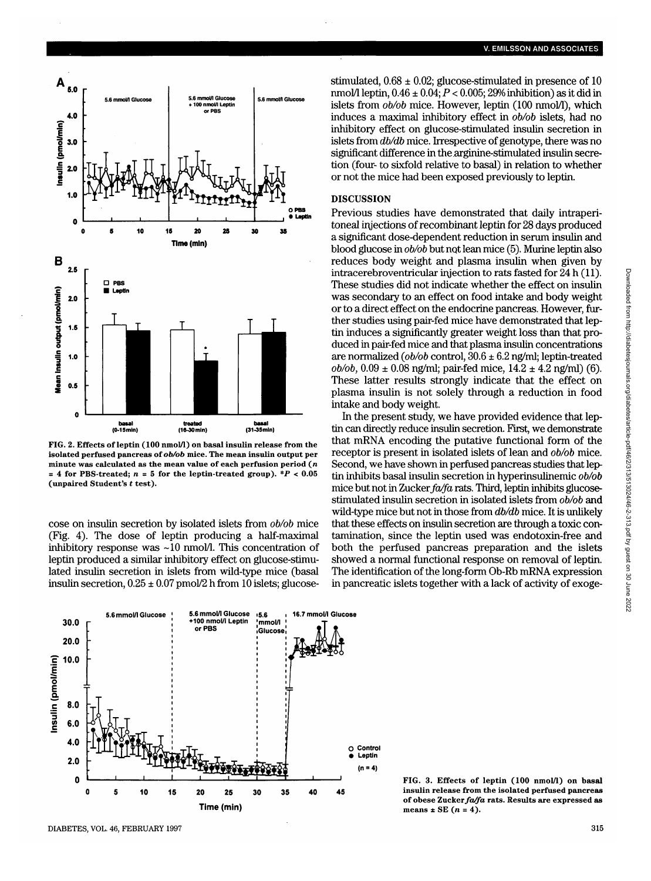**FIG. 2. Effects of leptin (100 nmol/l) on basal insulin release from the isolated perfused pancreas of *ob/ob* mice. The mean insulin output per minute was calculated as the mean value of each perfusion period ($n$ = 4 for PBS-treated; $n$ = 5 for the leptin-treated group). $^*P < 0.05$ (unpaired Student's $t$ test).**

cose on insulin secretion by isolated islets from *ob/ob* mice (Fig. 4). The dose of leptin producing a half-maximal inhibitory response was ~10 nmol/l. This concentration of leptin produced a similar inhibitory effect on glucose-stimulated insulin secretion in islets from wild-type mice (basal insulin secretion, 0.25 ± 0.07 pmol/2 h from 10 islets; glucose-stimulated, 0.68 ± 0.02; glucose-stimulated in presence of 10 nmol/l leptin, 0.46 ± 0.04; $P < 0.005$; 29% inhibition) as it did in islets from *ob/ob* mice. However, leptin (100 nmol/l), which induces a maximal inhibitory effect in *ob/ob* islets, had no inhibitory effect on glucose-stimulated insulin secretion in islets from *db/db* mice. Irrespective of genotype, there was no significant difference in the arginine-stimulated insulin secretion (four- to sixfold relative to basal) in relation to whether or not the mice had been exposed previously to leptin.

## DISCUSSION

Previous studies have demonstrated that daily intraperitoneal injections of recombinant leptin for 28 days produced a significant dose-dependent reduction in serum insulin and blood glucose in *ob/ob* but not lean mice (5). Murine leptin also reduces body weight and plasma insulin when given by intracerebroventricular injection to rats fasted for 24 h (11). These studies did not indicate whether the effect on insulin was secondary to an effect on food intake and body weight or to a direct effect on the endocrine pancreas. However, further studies using pair-fed mice have demonstrated that leptin induces a significantly greater weight loss than that produced in pair-fed mice and that plasma insulin concentrations are normalized (*ob/ob* control, 30.6 ± 6.2 ng/ml; leptin-treated *ob/ob*, 0.09 ± 0.08 ng/ml; pair-fed mice, 14.2 ± 4.2 ng/ml) (6). These latter results strongly indicate that the effect on plasma insulin is not solely through a reduction in food intake and body weight.

In the present study, we have provided evidence that leptin can directly reduce insulin secretion. First, we demonstrate that mRNA encoding the putative functional form of the receptor is present in isolated islets of lean and *ob/ob* mice. Second, we have shown in perfused pancreas studies that leptin inhibits basal insulin secretion in hyperinsulinemic *ob/ob* mice but not in Zucker *fa/fa* rats. Third, leptin inhibits glucose-stimulated insulin secretion in isolated islets from *ob/ob* and wild-type mice but not in those from *db/db* mice. It is unlikely that these effects on insulin secretion are through a toxic contamination, since the leptin used was endotoxin-free and both the perfused pancreas preparation and the islets showed a normal functional response on removal of leptin. The identification of the long-form Ob-Rb mRNA expression in pancreatic islets together with a lack of activity of exoge-

**FIG. 3. Effects of leptin (100 nmol/l) on basal insulin release from the isolated perfused pancreas of obese Zucker *fa/fa* rats. Results are expressed as means ± SE ($n$ = 4).**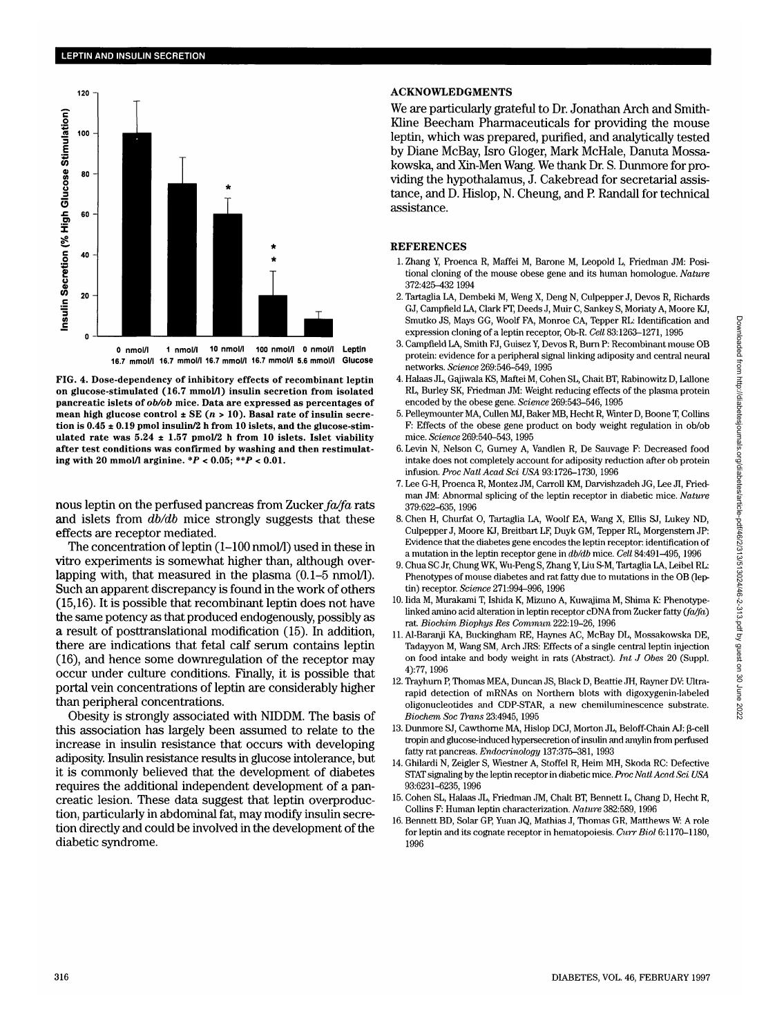120

100

80

60

40

20

0

Insulin Secretion (% High Glucose Stimulation)

*

*
*

0 nmol/l 1 nmol/l 10 nmol/l 100 nmol/l 0 nmol/l Leptin

16.7 mmol/l 16.7 mmol/l 16.7 mmol/l 16.7 mmol/l 5.6 mmol/l Glucose

**FIG. 4. Dose-dependency of inhibitory effects of recombinant leptin on glucose-stimulated (16.7 mmol/l) insulin secretion from isolated pancreatic islets of *ob/ob* mice. Data are expressed as percentages of mean high glucose control ± SE ($n > 10$). Basal rate of insulin secretion is 0.45 ± 0.19 pmol insulin/2 h from 10 islets, and the glucose-stimulated rate was 5.24 ± 1.57 pmol/2 h from 10 islets. Islet viability after test conditions was confirmed by washing and then restimulating with 20 mmol/l arginine. *$P < 0.05$; **$P < 0.01$.**

nous leptin on the perfused pancreas from Zucker *fa/fa* rats and islets from *db/db* mice strongly suggests that these effects are receptor mediated.

The concentration of leptin (1–100 nmol/l) used in these in vitro experiments is somewhat higher than, although overlapping with, that measured in the plasma (0.1–5 nmol/l). Such an apparent discrepancy is found in the work of others (15,16). It is possible that recombinant leptin does not have the same potency as that produced endogenously, possibly as a result of posttranslational modification (15). In addition, there are indications that fetal calf serum contains leptin (16), and hence some downregulation of the receptor may occur under culture conditions. Finally, it is possible that portal vein concentrations of leptin are considerably higher than peripheral concentrations.

Obesity is strongly associated with NIDDM. The basis of this association has largely been assumed to relate to the increase in insulin resistance that occurs with developing adiposity. Insulin resistance results in glucose intolerance, but it is commonly believed that the development of diabetes requires the additional independent development of a pancreatic lesion. These data suggest that leptin overproduction, particularly in abdominal fat, may modify insulin secretion directly and could be involved in the development of the diabetic syndrome.

## ACKNOWLEDGMENTS

We are particularly grateful to Dr. Jonathan Arch and SmithKline Beecham Pharmaceuticals for providing the mouse leptin, which was prepared, purified, and analytically tested by Diane McBay, Isro Gloger, Mark McHale, Danuta Mossakowska, and Xin-Men Wang. We thank Dr. S. Dunmore for providing the hypothalamus, J. Cakebread for secretarial assistance, and D. Hislop, N. Cheung, and P. Randall for technical assistance.

## REFERENCES

1. Zhang Y, Proenca R, Maffei M, Barone M, Leopold L, Friedman JM: Positional cloning of the mouse obese gene and its human homologue. *Nature* 372:425–432 1994
2. Tartaglia LA, Dembeki M, Weng X, Deng N, Culpepper J, Devos R, Richards GJ, Campfield LA, Clark FT, Deeds J, Muir C, Sankey S, Moriaty A, Moore KJ, Smutko JS, Mays GG, Woolf FA, Monroe CA, Tepper RL: Identification and expression cloning of a leptin receptor, Ob-R. *Cell* 83:1263–1271, 1995
3. Campfield LA, Smith FJ, Guisez Y, Devos R, Burn P: Recombinant mouse OB protein: evidence for a peripheral signal linking adiposity and central neural networks. *Science* 269:546–549, 1995
4. Halaas JL, Gajiwala KS, Maftei M, Cohen SL, Chait BT, Rabinowitz D, Lallone RL, Burley SK, Friedman JM: Weight reducing effects of the plasma protein encoded by the obese gene. *Science* 269:543–546, 1995
5. Pelleymounter MA, Cullen MJ, Baker MB, Hecht R, Winter D, Boone T, Collins F: Effects of the obese gene product on body weight regulation in ob/ob mice. *Science* 269:540–543, 1995
6. Levin N, Nelson C, Gurney A, Vandlen R, De Sauvage F: Decreased food intake does not completely account for adiposity reduction after ob protein infusion. *Proc Natl Acad Sci USA* 93:1726–1730, 1996
7. Lee G-H, Proenca R, Montez JM, Carroll KM, Darvishzadeh JG, Lee JI, Friedman JM: Abnormal splicing of the leptin receptor in diabetic mice. *Nature* 379:622–635, 1996
8. Chen H, Churfat O, Tartaglia LA, Woolf EA, Wang X, Ellis SJ, Lukey ND, Culpepper J, Moore KJ, Breitbart LF, Duyk GM, Tepper RL, Morgenstern JP: Evidence that the diabetes gene encodes the leptin receptor: identification of a mutation in the leptin receptor gene in *db/db* mice. *Cell* 84:491–495, 1996
9. Chua SC Jr, Chung WK, Wu-Peng S, Zhang Y, Liu S-M, Tartaglia LA, Leibel RL: Phenotypes of mouse diabetes and rat fatty due to mutations in the OB (leptin) receptor. *Science* 271:994–996, 1996
10. Iida M, Murakami T, Ishida K, Mizuno A, Kuwajima M, Shima K: Phenotype-linked amino acid alteration in leptin receptor cDNA from Zucker fatty (*fa/fa*) rat. *Biochem Biophys Res Commun* 222:19–26, 1996
11. Al-Baranji KA, Buckingham RE, Haynes AC, McBay DL, Mossakowska DE, Tadayyon M, Wang SM, Arch JRS: Effects of a single central leptin injection on food intake and body weight in rats (Abstract). *Int J Obes* 20 (Suppl. 4):77, 1996
12. Trayhurn P, Thomas MEA, Duncan JS, Black D, Beattie JH, Rayner DV: Ultra-rapid detection of mRNAs on Northern blots with digoxygenin-labeled oligonucleotides and CDP-STAR, a new chemiluminescence substrate. *Biochem Soc Trans* 23:4945, 1995
13. Dunmore SJ, Cawthorne MA, Hislop DCJ, Morton JL, Beloff-Chain AJ: β-cell tropin and glucose-induced hypersecretion of insulin and amylin from perfused fatty rat pancreas. *Endocrinology* 137:375–381, 1993
14. Ghilardi N, Zeigler S, Wiestner A, Stoffel R, Heim MH, Skoda RC: Defective STAT signaling by the leptin receptor in diabetic mice. *Proc Natl Acad Sci USA* 93:6231–6235, 1996
15. Cohen SL, Halaas JL, Friedman JM, Chalt BT, Bennett L, Chang D, Hecht R, Collins F: Human leptin characterization. *Nature* 382:589, 1996
16. Bennett BD, Solar GP, Yuan JQ, Mathias J, Thomas GR, Matthews W: A role for leptin and its cognate receptor in hematopoiesis. *Curr Biol* 6:1170–1180, 1996